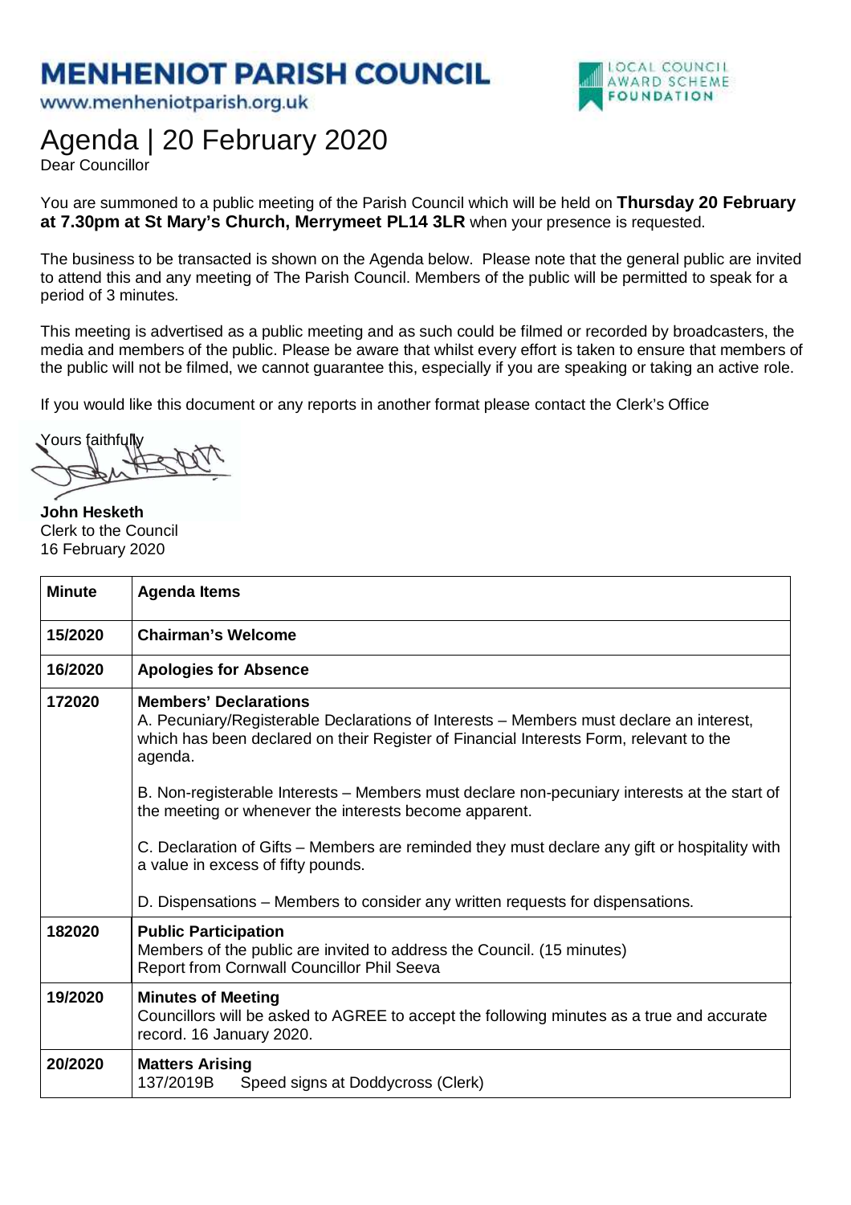# MENHENIOT PARISH COUNCIL

www.menheniotparish.org.uk

LOCAL COUNCIL AWARD SCHEME FOUNDATION

# Agenda | 20 February 2020

Dear Councillor

You are summoned to a public meeting of the Parish Council which will be held on **Thursday 20 February at 7.30pm at St Mary's Church, Merrymeet PL14 3LR** when your presence is requested.

The business to be transacted is shown on the Agenda below. Please note that the general public are invited to attend this and any meeting of The Parish Council. Members of the public will be permitted to speak for a period of 3 minutes.

This meeting is advertised as a public meeting and as such could be filmed or recorded by broadcasters, the media and members of the public. Please be aware that whilst every effort is taken to ensure that members of the public will not be filmed, we cannot guarantee this, especially if you are speaking or taking an active role.

If you would like this document or any reports in another format please contact the Clerk's Office

Yours faithfully

**John Hesketh**
Clerk to the Council
16 February 2020

| Minute | Agenda Items |
|---|---|
| 15/2020 | **Chairman's Welcome** |
| 16/2020 | **Apologies for Absence** |
| 172020 | **Members' Declarations**<br>A. Pecuniary/Registerable Declarations of Interests – Members must declare an interest, which has been declared on their Register of Financial Interests Form, relevant to the agenda.<br><br>B. Non-registerable Interests – Members must declare non-pecuniary interests at the start of the meeting or whenever the interests become apparent.<br><br>C. Declaration of Gifts – Members are reminded they must declare any gift or hospitality with a value in excess of fifty pounds.<br><br>D. Dispensations – Members to consider any written requests for dispensations. |
| 182020 | **Public Participation**<br>Members of the public are invited to address the Council. (15 minutes)<br>Report from Cornwall Councillor Phil Seeva |
| 19/2020 | **Minutes of Meeting**<br>Councillors will be asked to AGREE to accept the following minutes as a true and accurate record. 16 January 2020. |
| 20/2020 | **Matters Arising**<br>137/2019B Speed signs at Doddycross (Clerk) |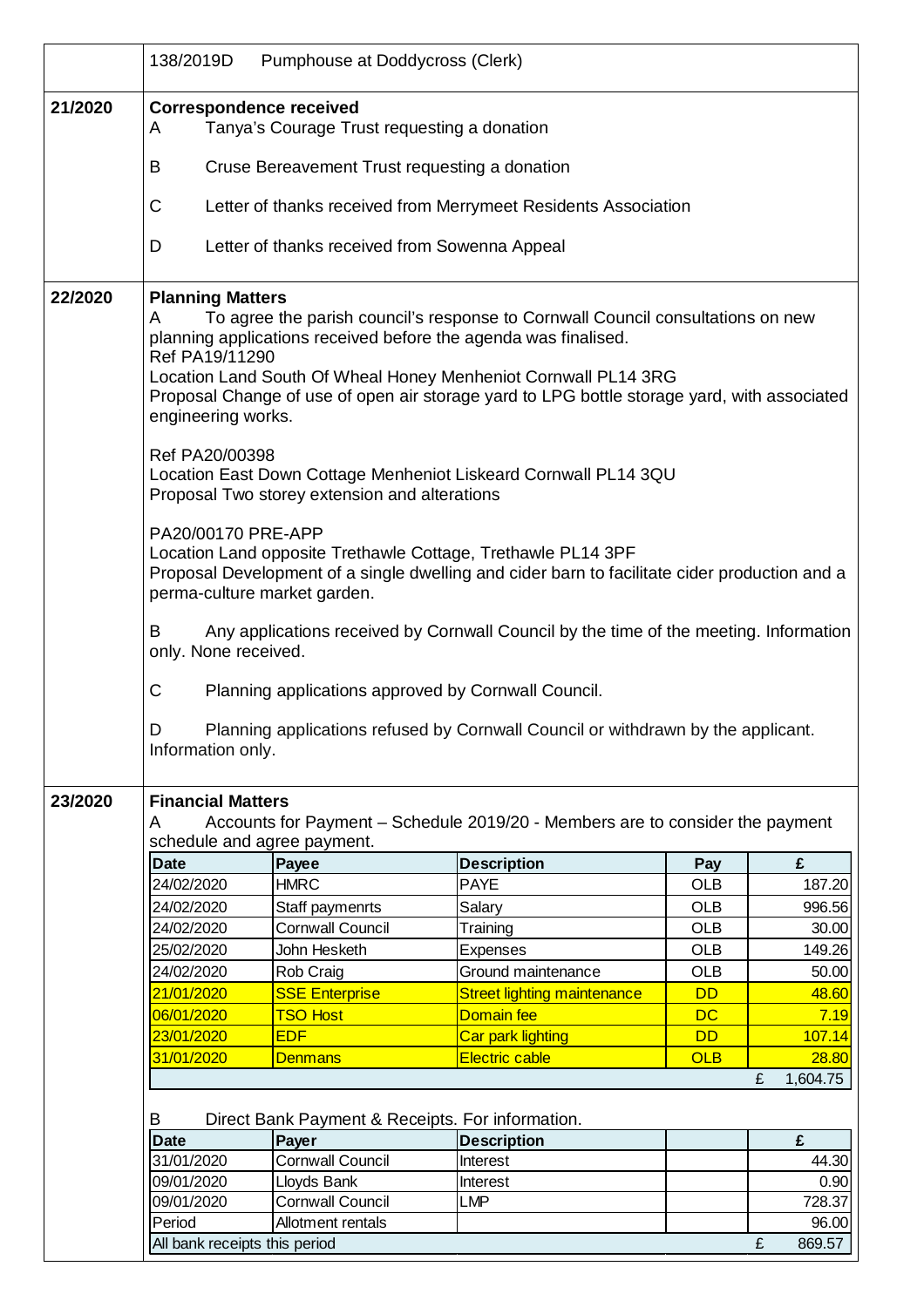| | |
|---|---|
| | 138/2019D Pumphouse at Doddycross (Clerk) |

**21/2020 Correspondence received**

A Tanya's Courage Trust requesting a donation

B Cruse Bereavement Trust requesting a donation

C Letter of thanks received from Merrymeet Residents Association

D Letter of thanks received from Sowenna Appeal

**22/2020 Planning Matters**

A To agree the parish council's response to Cornwall Council consultations on new planning applications received before the agenda was finalised.
Ref PA19/11290
Location Land South Of Wheal Honey Menheniot Cornwall PL14 3RG
Proposal Change of use of open air storage yard to LPG bottle storage yard, with associated engineering works.

Ref PA20/00398
Location East Down Cottage Menheniot Liskeard Cornwall PL14 3QU
Proposal Two storey extension and alterations

PA20/00170 PRE-APP
Location Land opposite Trethawle Cottage, Trethawle PL14 3PF
Proposal Development of a single dwelling and cider barn to facilitate cider production and a perma-culture market garden.

B Any applications received by Cornwall Council by the time of the meeting. Information only. None received.

C Planning applications approved by Cornwall Council.

D Planning applications refused by Cornwall Council or withdrawn by the applicant. Information only.

**23/2020 Financial Matters**

A Accounts for Payment – Schedule 2019/20 - Members are to consider the payment schedule and agree payment.

| Date | Payee | Description | Pay | £ |
|---|---|---|---|---|
| 24/02/2020 | HMRC | PAYE | OLB | 187.20 |
| 24/02/2020 | Staff paymenrts | Salary | OLB | 996.56 |
| 24/02/2020 | Cornwall Council | Training | OLB | 30.00 |
| 25/02/2020 | John Hesketh | Expenses | OLB | 149.26 |
| 24/02/2020 | Rob Craig | Ground maintenance | OLB | 50.00 |
| 21/01/2020 | SSE Enterprise | Street lighting maintenance | DD | 48.60 |
| 06/01/2020 | TSO Host | Domain fee | DC | 7.19 |
| 23/01/2020 | EDF | Car park lighting | DD | 107.14 |
| 31/01/2020 | Denmans | Electric cable | OLB | 28.80 |
| | | | | £ 1,604.75 |

B Direct Bank Payment & Receipts. For information.

| Date | Payer | Description | | £ |
|---|---|---|---|---|
| 31/01/2020 | Cornwall Council | Interest | | 44.30 |
| 09/01/2020 | Lloyds Bank | Interest | | 0.90 |
| 09/01/2020 | Cornwall Council | LMP | | 728.37 |
| Period | Allotment rentals | | | 96.00 |
| All bank receipts this period | | | | £ 869.57 |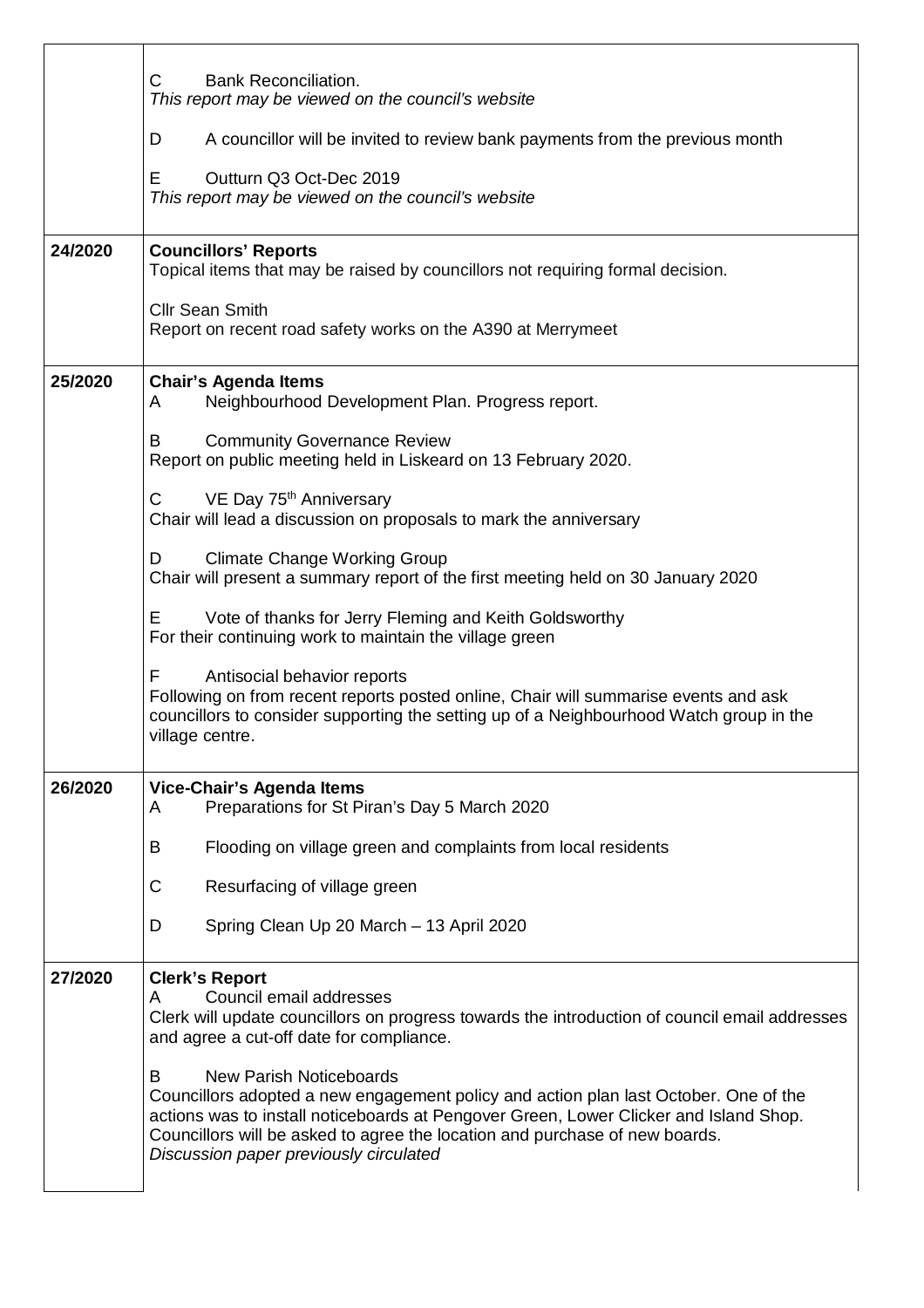| | |
|---|---|
| | C Bank Reconciliation.<br>*This report may be viewed on the council's website*<br><br>D A councillor will be invited to review bank payments from the previous month<br><br>E Outturn Q3 Oct-Dec 2019<br>*This report may be viewed on the council's website* |
| **24/2020** | **Councillors' Reports**<br>Topical items that may be raised by councillors not requiring formal decision.<br><br>Cllr Sean Smith<br>Report on recent road safety works on the A390 at Merrymeet |
| **25/2020** | **Chair's Agenda Items**<br>A Neighbourhood Development Plan. Progress report.<br><br>B Community Governance Review<br>Report on public meeting held in Liskeard on 13 February 2020.<br><br>C VE Day 75th Anniversary<br>Chair will lead a discussion on proposals to mark the anniversary<br><br>D Climate Change Working Group<br>Chair will present a summary report of the first meeting held on 30 January 2020<br><br>E Vote of thanks for Jerry Fleming and Keith Goldsworthy<br>For their continuing work to maintain the village green<br><br>F Antisocial behavior reports<br>Following on from recent reports posted online, Chair will summarise events and ask councillors to consider supporting the setting up of a Neighbourhood Watch group in the village centre. |
| **26/2020** | **Vice-Chair's Agenda Items**<br>A Preparations for St Piran's Day 5 March 2020<br><br>B Flooding on village green and complaints from local residents<br><br>C Resurfacing of village green<br><br>D Spring Clean Up 20 March – 13 April 2020 |
| **27/2020** | **Clerk's Report**<br>A Council email addresses<br>Clerk will update councillors on progress towards the introduction of council email addresses and agree a cut-off date for compliance.<br><br>B New Parish Noticeboards<br>Councillors adopted a new engagement policy and action plan last October. One of the actions was to install noticeboards at Pengover Green, Lower Clicker and Island Shop. Councillors will be asked to agree the location and purchase of new boards.<br>*Discussion paper previously circulated* |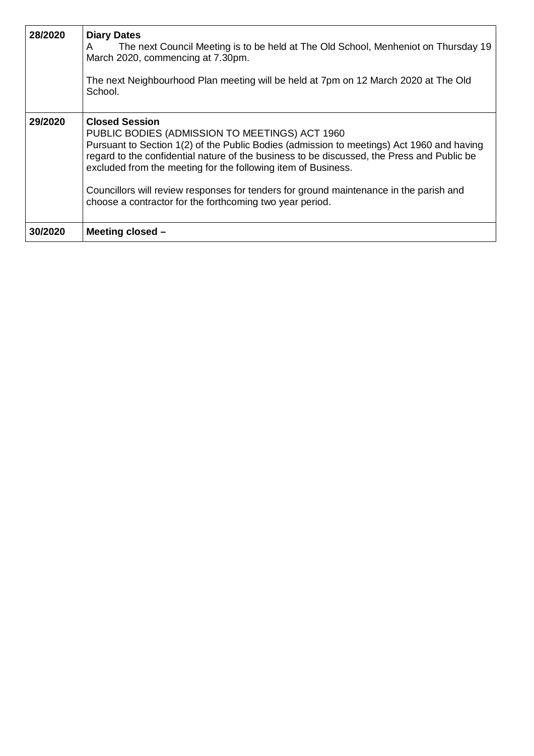| | |
|---|---|
| **28/2020** | **Diary Dates**<br>A The next Council Meeting is to be held at The Old School, Menheniot on Thursday 19 March 2020, commencing at 7.30pm.<br><br>The next Neighbourhood Plan meeting will be held at 7pm on 12 March 2020 at The Old School. |
| **29/2020** | **Closed Session**<br>PUBLIC BODIES (ADMISSION TO MEETINGS) ACT 1960<br>Pursuant to Section 1(2) of the Public Bodies (admission to meetings) Act 1960 and having regard to the confidential nature of the business to be discussed, the Press and Public be excluded from the meeting for the following item of Business.<br><br>Councillors will review responses for tenders for ground maintenance in the parish and choose a contractor for the forthcoming two year period. |
| **30/2020** | **Meeting closed –** |